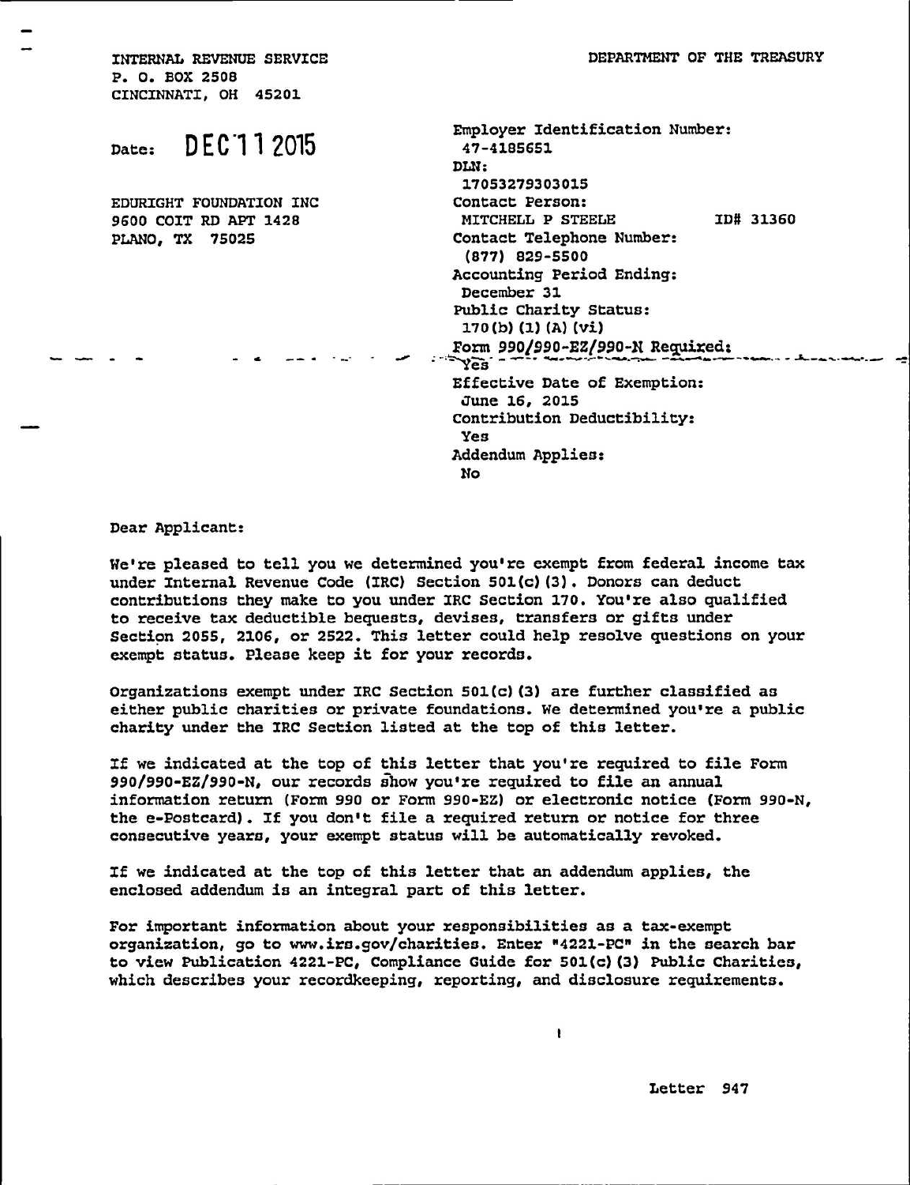INTERNAL REVENUE SERVICE
P. O. BOX 2508
CINCINNATI, OH 45201

DEPARTMENT OF THE TREASURY

Date: DEC 11 2015

EDURIGHT FOUNDATION INC
9600 COIT RD APT 1428
PLANO, TX 75025

Employer Identification Number:
47-4185651
DLN:
17053279303015
Contact Person:
MITCHELL P STEELE ID# 31360
Contact Telephone Number:
(877) 829-5500
Accounting Period Ending:
December 31
Public Charity Status:
170(b)(1)(A)(vi)
Form 990/990-EZ/990-N Required:
Yes
Effective Date of Exemption:
June 16, 2015
Contribution Deductibility:
Yes
Addendum Applies:
No

Dear Applicant:

We're pleased to tell you we determined you're exempt from federal income tax under Internal Revenue Code (IRC) Section 501(c)(3). Donors can deduct contributions they make to you under IRC Section 170. You're also qualified to receive tax deductible bequests, devises, transfers or gifts under Section 2055, 2106, or 2522. This letter could help resolve questions on your exempt status. Please keep it for your records.

Organizations exempt under IRC Section 501(c)(3) are further classified as either public charities or private foundations. We determined you're a public charity under the IRC Section listed at the top of this letter.

If we indicated at the top of this letter that you're required to file Form 990/990-EZ/990-N, our records show you're required to file an annual information return (Form 990 or Form 990-EZ) or electronic notice (Form 990-N, the e-Postcard). If you don't file a required return or notice for three consecutive years, your exempt status will be automatically revoked.

If we indicated at the top of this letter that an addendum applies, the enclosed addendum is an integral part of this letter.

For important information about your responsibilities as a tax-exempt organization, go to www.irs.gov/charities. Enter "4221-PC" in the search bar to view Publication 4221-PC, Compliance Guide for 501(c)(3) Public Charities, which describes your recordkeeping, reporting, and disclosure requirements.

Letter 947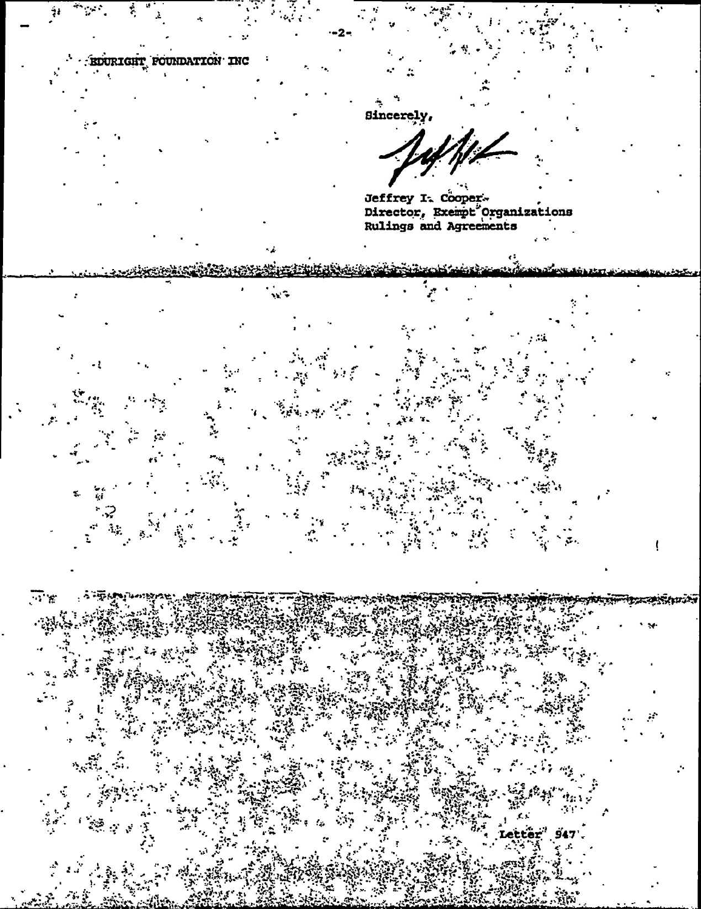EDURIGHT FOUNDATION INC

Sincerely,

Jeffrey I. Cooper
Director, Exempt Organizations
Rulings and Agreements

Letter 947